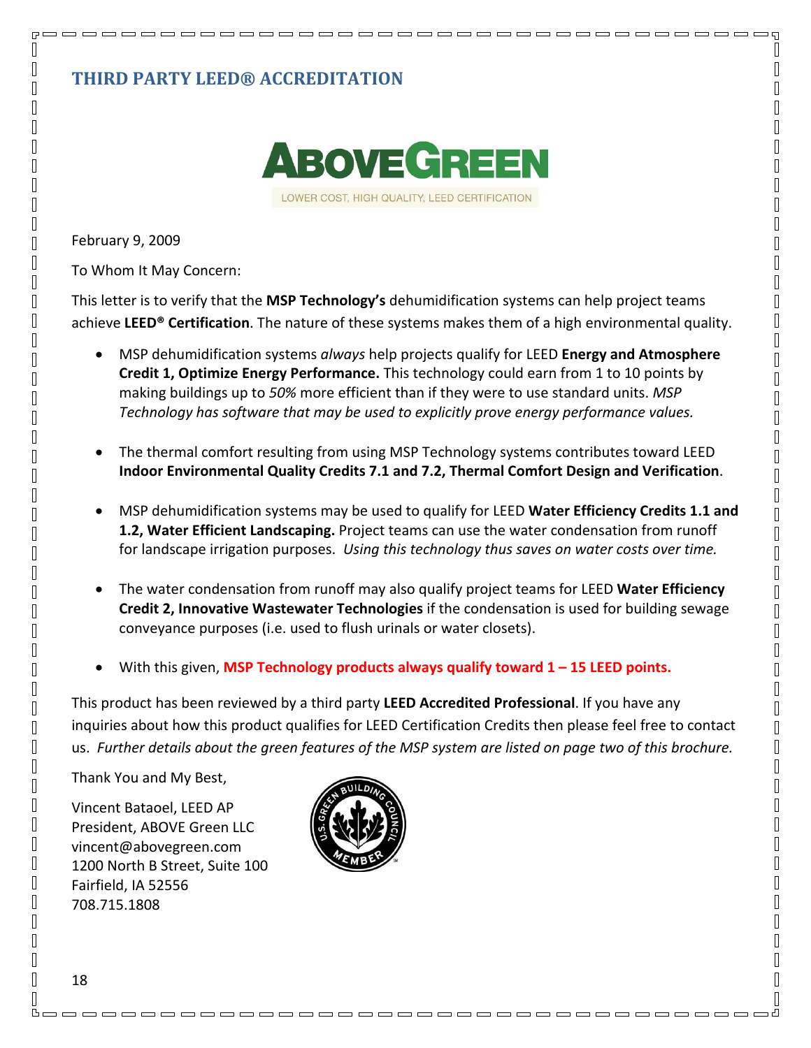## THIRD PARTY LEED® ACCREDITATION

ABOVEGREEN

LOWER COST, HIGH QUALITY, LEED CERTIFICATION

February 9, 2009

To Whom It May Concern:

This letter is to verify that the **MSP Technology's** dehumidification systems can help project teams achieve **LEED® Certification**. The nature of these systems makes them of a high environmental quality.

- MSP dehumidification systems *always* help projects qualify for LEED **Energy and Atmosphere Credit 1, Optimize Energy Performance.** This technology could earn from 1 to 10 points by making buildings up to *50%* more efficient than if they were to use standard units. *MSP Technology has software that may be used to explicitly prove energy performance values.*

- The thermal comfort resulting from using MSP Technology systems contributes toward LEED **Indoor Environmental Quality Credits 7.1 and 7.2, Thermal Comfort Design and Verification**.

- MSP dehumidification systems may be used to qualify for LEED **Water Efficiency Credits 1.1 and 1.2, Water Efficient Landscaping.** Project teams can use the water condensation from runoff for landscape irrigation purposes. *Using this technology thus saves on water costs over time.*

- The water condensation from runoff may also qualify project teams for LEED **Water Efficiency Credit 2, Innovative Wastewater Technologies** if the condensation is used for building sewage conveyance purposes (i.e. used to flush urinals or water closets).

- With this given, **MSP Technology products always qualify toward 1 – 15 LEED points.**

This product has been reviewed by a third party **LEED Accredited Professional**. If you have any inquiries about how this product qualifies for LEED Certification Credits then please feel free to contact us. *Further details about the green features of the MSP system are listed on page two of this brochure.*

Thank You and My Best,

Vincent Bataoel, LEED AP
President, ABOVE Green LLC
vincent@abovegreen.com
1200 North B Street, Suite 100
Fairfield, IA 52556
708.715.1808

U.S. GREEN BUILDING COUNCIL MEMBER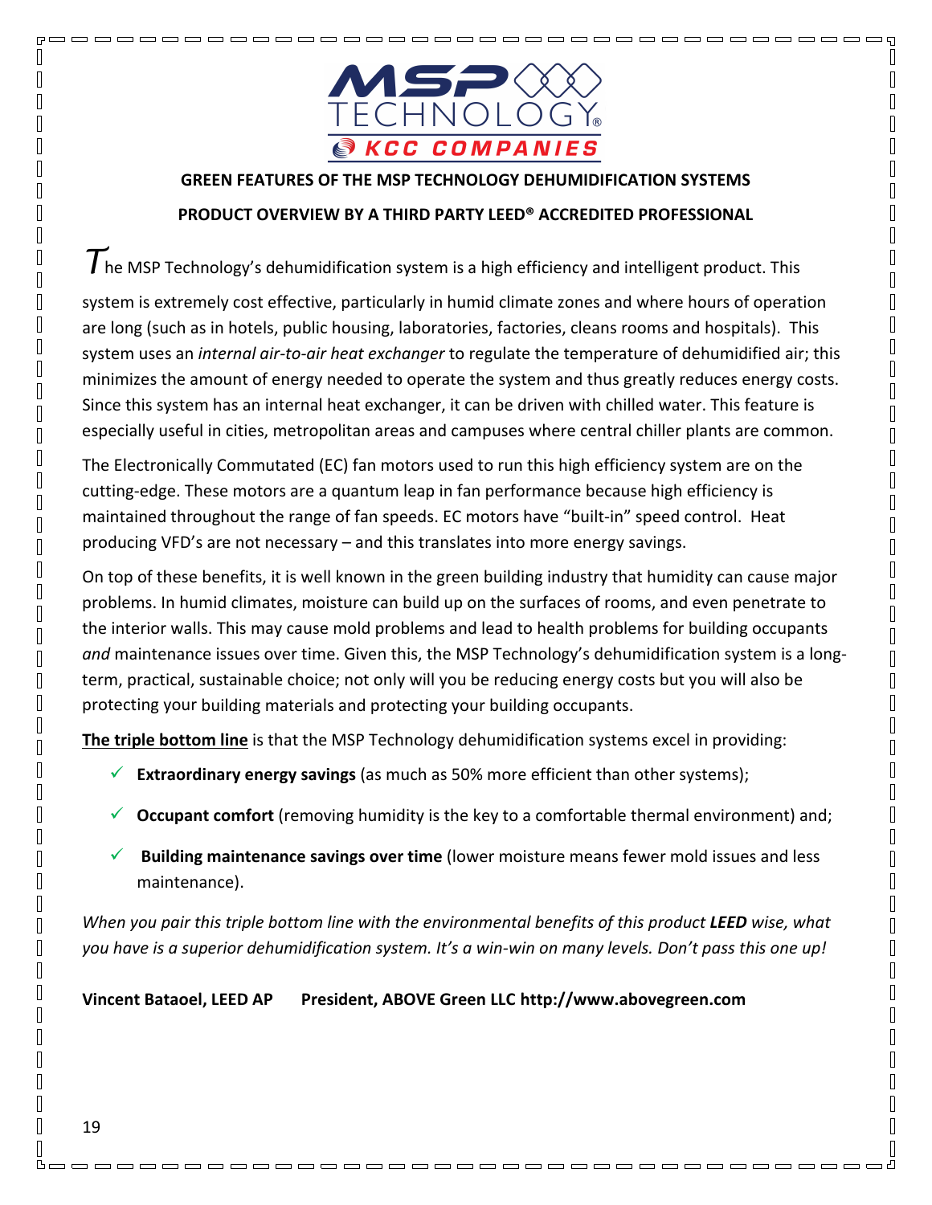## GREEN FEATURES OF THE MSP TECHNOLOGY DEHUMIDIFICATION SYSTEMS

## PRODUCT OVERVIEW BY A THIRD PARTY LEED® ACCREDITED PROFESSIONAL

The MSP Technology's dehumidification system is a high efficiency and intelligent product. This system is extremely cost effective, particularly in humid climate zones and where hours of operation are long (such as in hotels, public housing, laboratories, factories, cleans rooms and hospitals). This system uses an *internal air-to-air heat exchanger* to regulate the temperature of dehumidified air; this minimizes the amount of energy needed to operate the system and thus greatly reduces energy costs. Since this system has an internal heat exchanger, it can be driven with chilled water. This feature is especially useful in cities, metropolitan areas and campuses where central chiller plants are common.

The Electronically Commutated (EC) fan motors used to run this high efficiency system are on the cutting-edge. These motors are a quantum leap in fan performance because high efficiency is maintained throughout the range of fan speeds. EC motors have "built-in" speed control. Heat producing VFD's are not necessary – and this translates into more energy savings.

On top of these benefits, it is well known in the green building industry that humidity can cause major problems. In humid climates, moisture can build up on the surfaces of rooms, and even penetrate to the interior walls. This may cause mold problems and lead to health problems for building occupants *and* maintenance issues over time. Given this, the MSP Technology's dehumidification system is a long-term, practical, sustainable choice; not only will you be reducing energy costs but you will also be protecting your building materials and protecting your building occupants.

**<u>The triple bottom line</u>** is that the MSP Technology dehumidification systems excel in providing:

- ✓ **Extraordinary energy savings** (as much as 50% more efficient than other systems);
- ✓ **Occupant comfort** (removing humidity is the key to a comfortable thermal environment) and;
- ✓ **Building maintenance savings over time** (lower moisture means fewer mold issues and less maintenance).

*When you pair this triple bottom line with the environmental benefits of this product* ***LEED*** *wise, what you have is a superior dehumidification system. It's a win-win on many levels. Don't pass this one up!*

**Vincent Bataoel, LEED AP  President, ABOVE Green LLC http://www.abovegreen.com**